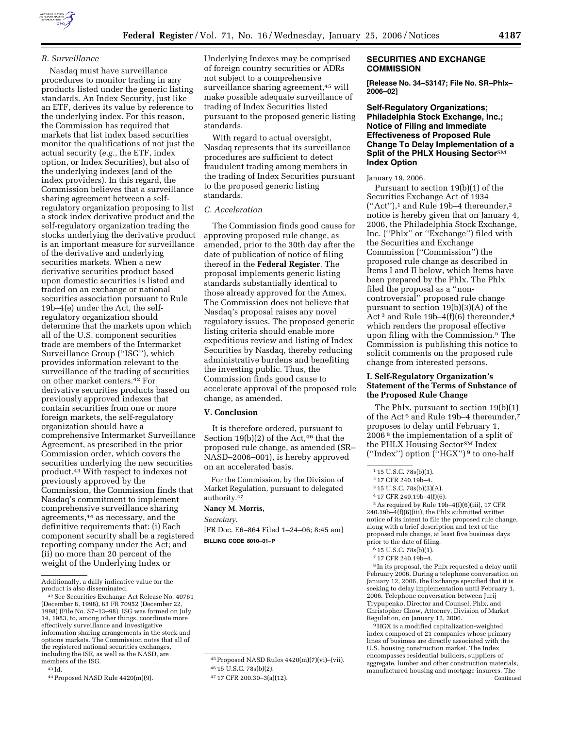### B. Surveillance

Nasdaq must have surveillance procedures to monitor trading in any products listed under the generic listing standards. An Index Security, just like an ETF, derives its value by reference to the underlying index. For this reason, the Commission has required that markets that list index based securities monitor the qualifications of not just the actual security (*e.g.*, the ETF, index option, or Index Securities), but also of the underlying indexes (and of the index providers). In this regard, the Commission believes that a surveillance sharing agreement between a self-regulatory organization proposing to list a stock index derivative product and the self-regulatory organization trading the stocks underlying the derivative product is an important measure for surveillance of the derivative and underlying securities markets. When a new derivative securities product based upon domestic securities is listed and traded on an exchange or national securities association pursuant to Rule 19b–4(e) under the Act, the self-regulatory organization should determine that the markets upon which all of the U.S. component securities trade are members of the Intermarket Surveillance Group ("ISG"), which provides information relevant to the surveillance of the trading of securities on other market centers.[42] For derivative securities products based on previously approved indexes that contain securities from one or more foreign markets, the self-regulatory organization should have a comprehensive Intermarket Surveillance Agreement, as prescribed in the prior Commission order, which covers the securities underlying the new securities product.[43] With respect to indexes not previously approved by the Commission, the Commission finds that Nasdaq's commitment to implement comprehensive surveillance sharing agreements,[44] as necessary, and the definitive requirements that: (i) Each component security shall be a registered reporting company under the Act; and (ii) no more than 20 percent of the weight of the Underlying Index or Underlying Indexes may be comprised of foreign country securities or ADRs not subject to a comprehensive surveillance sharing agreement,[45] will make possible adequate surveillance of trading of Index Securities listed pursuant to the proposed generic listing standards.

With regard to actual oversight, Nasdaq represents that its surveillance procedures are sufficient to detect fraudulent trading among members in the trading of Index Securities pursuant to the proposed generic listing standards.

### C. Acceleration

The Commission finds good cause for approving proposed rule change, as amended, prior to the 30th day after the date of publication of notice of filing thereof in the **Federal Register**. The proposal implements generic listing standards substantially identical to those already approved for the Amex. The Commission does not believe that Nasdaq's proposal raises any novel regulatory issues. The proposed generic listing criteria should enable more expeditious review and listing of Index Securities by Nasdaq, thereby reducing administrative burdens and benefiting the investing public. Thus, the Commission finds good cause to accelerate approval of the proposed rule change, as amended.

## V. Conclusion

It is therefore ordered, pursuant to Section 19(b)(2) of the Act,[46] that the proposed rule change, as amended (SR–NASD–2006–001), is hereby approved on an accelerated basis.

For the Commission, by the Division of Market Regulation, pursuant to delegated authority.[47]

**Nancy M. Morris,**

*Secretary.*

[FR Doc. E6–864 Filed 1–24–06; 8:45 am]

**BILLING CODE 8010–01–P**

Additionally, a daily indicative value for the product is also disseminated.

[42] See Securities Exchange Act Release No. 40761 (December 8, 1998), 63 FR 70952 (December 22, 1998) (File No. S7–13–98). ISG was formed on July 14, 1983, to, among other things, coordinate more effectively surveillance and investigative information sharing arrangements in the stock and options markets. The Commission notes that all of the registered national securities exchanges, including the ISE, as well as the NASD, are members of the ISG.

[43] Id.

[44] Proposed NASD Rule 4420(m)(9).

[45] Proposed NASD Rules 4420(m)(7)(vi)–(vii).

[46] 15 U.S.C. 78s(b)(2).

[47] 17 CFR 200.30–3(a)(12).

## SECURITIES AND EXCHANGE COMMISSION

**[Release No. 34–53147; File No. SR–Phlx–2006–02]**

## Self-Regulatory Organizations; Philadelphia Stock Exchange, Inc.; Notice of Filing and Immediate Effectiveness of Proposed Rule Change To Delay Implementation of a Split of the PHLX Housing Sector℠ Index Option

January 19, 2006.

Pursuant to section 19(b)(1) of the Securities Exchange Act of 1934 ("Act"),[1] and Rule 19b–4 thereunder,[2] notice is hereby given that on January 4, 2006, the Philadelphia Stock Exchange, Inc. ("Phlx" or "Exchange") filed with the Securities and Exchange Commission ("Commission") the proposed rule change as described in Items I and II below, which Items have been prepared by the Phlx. The Phlx filed the proposal as a "non-controversial" proposed rule change pursuant to section 19(b)(3)(A) of the Act[3] and Rule 19b–4(f)(6) thereunder,[4] which renders the proposal effective upon filing with the Commission.[5] The Commission is publishing this notice to solicit comments on the proposed rule change from interested persons.

### I. Self-Regulatory Organization's Statement of the Terms of Substance of the Proposed Rule Change

The Phlx, pursuant to section 19(b)(1) of the Act[6] and Rule 19b–4 thereunder,[7] proposes to delay until February 1, 2006[8] the implementation of a split of the PHLX Housing Sector℠ Index ("Index") option ("HGX")[9] to one-half

[1] 15 U.S.C. 78s(b)(1).

[2] 17 CFR 240.19b–4.

[3] 15 U.S.C. 78s(b)(3)(A).

[4] 17 CFR 240.19b–4(f)(6).

[5] As required by Rule 19b–4(f)(6)(iii), 17 CFR 240.19b–4(f)(6)(iii), the Phlx submitted written notice of its intent to file the proposed rule change, along with a brief description and text of the proposed rule change, at least five business days prior to the date of filing.

[6] 15 U.S.C. 78s(b)(1).

[7] 17 CFR 240.19b–4.

[8] In its proposal, the Phlx requested a delay until February 2006. During a telephone conversation on January 12, 2006, the Exchange specified that it is seeking to delay implementation until February 1, 2006. Telephone conversation between Jurij Trypupenko, Director and Counsel, Phlx, and Christopher Chow, Attorney, Division of Market Regulation, on January 12, 2006.

[9] HGX is a modified capitalization-weighted index composed of 21 companies whose primary lines of business are directly associated with the U.S. housing construction market. The Index encompasses residential builders, suppliers of aggregate, lumber and other construction materials, manufactured housing and mortgage insurers. The

Continued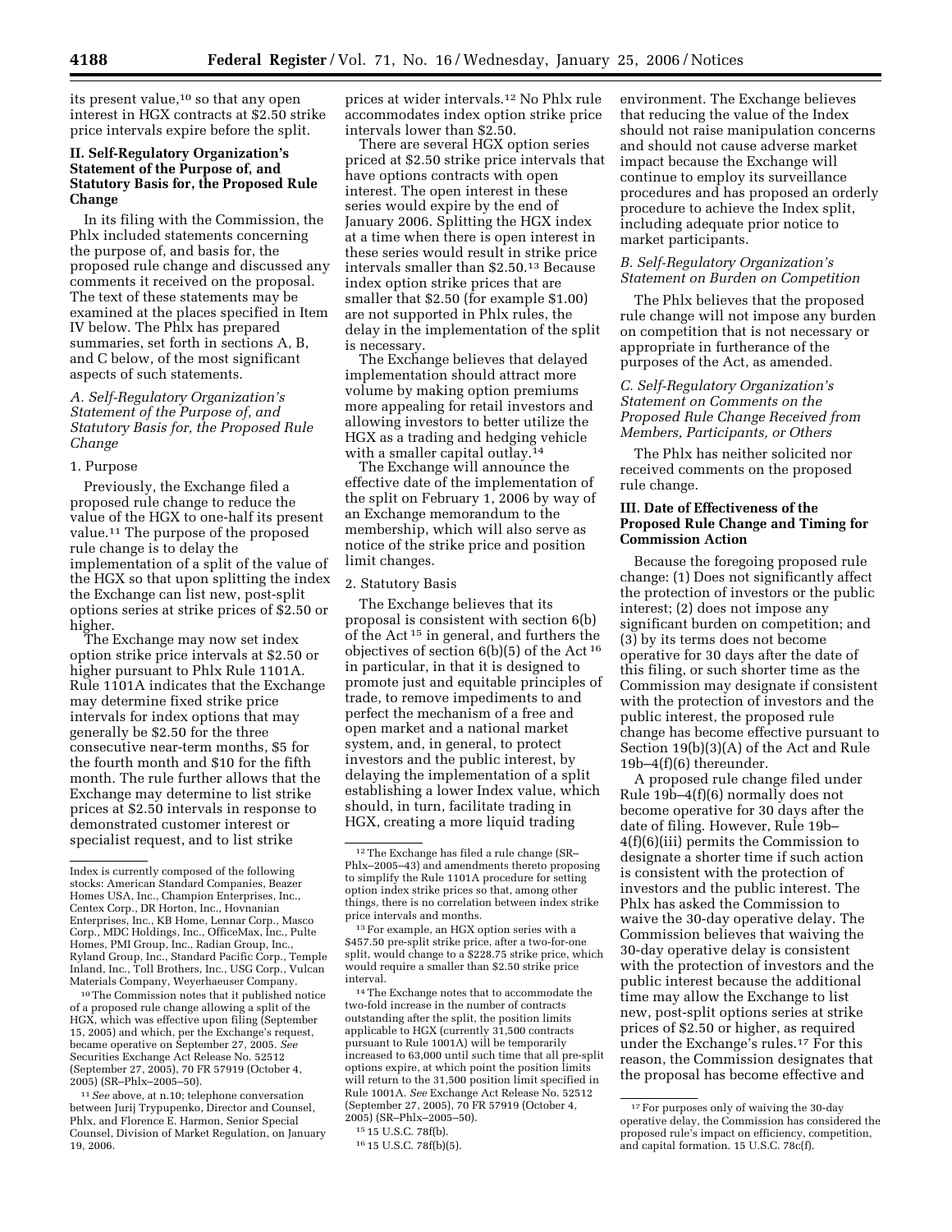its present value,[10] so that any open interest in HGX contracts at $2.50 strike price intervals expire before the split.

## II. Self-Regulatory Organization's Statement of the Purpose of, and Statutory Basis for, the Proposed Rule Change

In its filing with the Commission, the Phlx included statements concerning the purpose of, and basis for, the proposed rule change and discussed any comments it received on the proposal. The text of these statements may be examined at the places specified in Item IV below. The Phlx has prepared summaries, set forth in sections A, B, and C below, of the most significant aspects of such statements.

### *A. Self-Regulatory Organization's Statement of the Purpose of, and Statutory Basis for, the Proposed Rule Change*

1. Purpose

Previously, the Exchange filed a proposed rule change to reduce the value of the HGX to one-half its present value.[11] The purpose of the proposed rule change is to delay the implementation of a split of the value of the HGX so that upon splitting the index the Exchange can list new, post-split options series at strike prices of $2.50 or higher.

The Exchange may now set index option strike price intervals at $2.50 or higher pursuant to Phlx Rule 1101A. Rule 1101A indicates that the Exchange may determine fixed strike price intervals for index options that may generally be $2.50 for the three consecutive near-term months, $5 for the fourth month and $10 for the fifth month. The rule further allows that the Exchange may determine to list strike prices at $2.50 intervals in response to demonstrated customer interest or specialist request, and to list strike prices at wider intervals.[12] No Phlx rule accommodates index option strike price intervals lower than $2.50.

There are several HGX option series priced at $2.50 strike price intervals that have options contracts with open interest. The open interest in these series would expire by the end of January 2006. Splitting the HGX index at a time when there is open interest in these series would result in strike price intervals smaller than $2.50.[13] Because index option strike prices that are smaller that $2.50 (for example $1.00) are not supported in Phlx rules, the delay in the implementation of the split is necessary.

The Exchange believes that delayed implementation should attract more volume by making option premiums more appealing for retail investors and allowing investors to better utilize the HGX as a trading and hedging vehicle with a smaller capital outlay.[14]

The Exchange will announce the effective date of the implementation of the split on February 1, 2006 by way of an Exchange memorandum to the membership, which will also serve as notice of the strike price and position limit changes.

2. Statutory Basis

The Exchange believes that its proposal is consistent with section 6(b) of the Act [15] in general, and furthers the objectives of section 6(b)(5) of the Act [16] in particular, in that it is designed to promote just and equitable principles of trade, to remove impediments to and perfect the mechanism of a free and open market and a national market system, and, in general, to protect investors and the public interest, by delaying the implementation of a split establishing a lower Index value, which should, in turn, facilitate trading in HGX, creating a more liquid trading environment. The Exchange believes that reducing the value of the Index should not raise manipulation concerns and should not cause adverse market impact because the Exchange will continue to employ its surveillance procedures and has proposed an orderly procedure to achieve the Index split, including adequate prior notice to market participants.

### *B. Self-Regulatory Organization's Statement on Burden on Competition*

The Phlx believes that the proposed rule change will not impose any burden on competition that is not necessary or appropriate in furtherance of the purposes of the Act, as amended.

### *C. Self-Regulatory Organization's Statement on Comments on the Proposed Rule Change Received from Members, Participants, or Others*

The Phlx has neither solicited nor received comments on the proposed rule change.

## III. Date of Effectiveness of the Proposed Rule Change and Timing for Commission Action

Because the foregoing proposed rule change: (1) Does not significantly affect the protection of investors or the public interest; (2) does not impose any significant burden on competition; and (3) by its terms does not become operative for 30 days after the date of this filing, or such shorter time as the Commission may designate if consistent with the protection of investors and the public interest, the proposed rule change has become effective pursuant to Section 19(b)(3)(A) of the Act and Rule 19b–4(f)(6) thereunder.

A proposed rule change filed under Rule 19b–4(f)(6) normally does not become operative for 30 days after the date of filing. However, Rule 19b–4(f)(6)(iii) permits the Commission to designate a shorter time if such action is consistent with the protection of investors and the public interest. The Phlx has asked the Commission to waive the 30-day operative delay. The Commission believes that waiving the 30-day operative delay is consistent with the protection of investors and the public interest because the additional time may allow the Exchange to list new, post-split options series at strike prices of $2.50 or higher, as required under the Exchange's rules.[17] For this reason, the Commission designates that the proposal has become effective and

---

Index is currently composed of the following stocks: American Standard Companies, Beazer Homes USA, Inc., Champion Enterprises, Inc., Centex Corp., DR Horton, Inc., Hovnanian Enterprises, Inc., KB Home, Lennar Corp., Masco Corp., MDC Holdings, Inc., OfficeMax, Inc., Pulte Homes, PMI Group, Inc., Radian Group, Inc., Ryland Group, Inc., Standard Pacific Corp., Temple Inland, Inc., Toll Brothers, Inc., USG Corp., Vulcan Materials Company, Weyerhaeuser Company.

[10] The Commission notes that it published notice of a proposed rule change allowing a split of the HGX, which was effective upon filing (September 15, 2005) and which, per the Exchange's request, became operative on September 27, 2005. *See* Securities Exchange Act Release No. 52512 (September 27, 2005), 70 FR 57919 (October 4, 2005) (SR–Phlx–2005–50).

[11] *See* above, at n.10; telephone conversation between Jurij Trypupenko, Director and Counsel, Phlx, and Florence E. Harmon, Senior Special Counsel, Division of Market Regulation, on January 19, 2006.

[12] The Exchange has filed a rule change (SR–Phlx–2005–43) and amendments thereto proposing to simplify the Rule 1101A procedure for setting option index strike prices so that, among other things, there is no correlation between index strike price intervals and months.

[13] For example, an HGX option series with a $457.50 pre-split strike price, after a two-for-one split, would change to a $228.75 strike price, which would require a smaller than $2.50 strike price interval.

[14] The Exchange notes that to accommodate the two-fold increase in the number of contracts outstanding after the split, the position limits applicable to HGX (currently 31,500 contracts pursuant to Rule 1001A) will be temporarily increased to 63,000 until such time that all pre-split options expire, at which point the position limits will return to the 31,500 position limit specified in Rule 1001A. *See* Exchange Act Release No. 52512 (September 27, 2005), 70 FR 57919 (October 4, 2005) (SR–Phlx–2005–50).

[15] 15 U.S.C. 78f(b).

[16] 15 U.S.C. 78f(b)(5).

[17] For purposes only of waiving the 30-day operative delay, the Commission has considered the proposed rule's impact on efficiency, competition, and capital formation. 15 U.S.C. 78c(f).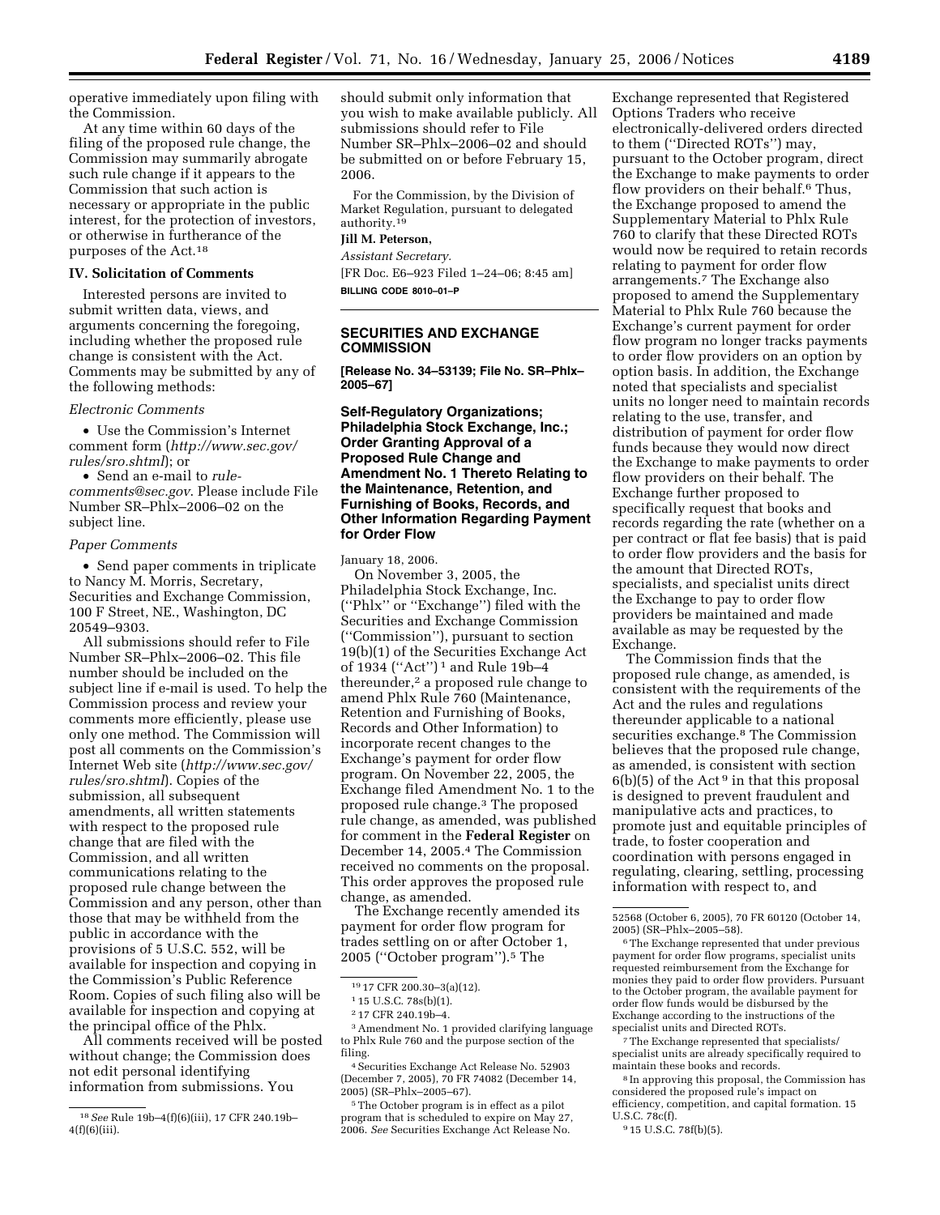operative immediately upon filing with the Commission.

At any time within 60 days of the filing of the proposed rule change, the Commission may summarily abrogate such rule change if it appears to the Commission that such action is necessary or appropriate in the public interest, for the protection of investors, or otherwise in furtherance of the purposes of the Act.[18]

## IV. Solicitation of Comments

Interested persons are invited to submit written data, views, and arguments concerning the foregoing, including whether the proposed rule change is consistent with the Act. Comments may be submitted by any of the following methods:

*Electronic Comments*

- Use the Commission's Internet comment form (*http://www.sec.gov/rules/sro.shtml*); or
- Send an e-mail to *rule-comments@sec.gov*. Please include File Number SR–Phlx–2006–02 on the subject line.

*Paper Comments*

- Send paper comments in triplicate to Nancy M. Morris, Secretary, Securities and Exchange Commission, 100 F Street, NE., Washington, DC 20549–9303.

All submissions should refer to File Number SR–Phlx–2006–02. This file number should be included on the subject line if e-mail is used. To help the Commission process and review your comments more efficiently, please use only one method. The Commission will post all comments on the Commission's Internet Web site (*http://www.sec.gov/rules/sro.shtml*). Copies of the submission, all subsequent amendments, all written statements with respect to the proposed rule change that are filed with the Commission, and all written communications relating to the proposed rule change between the Commission and any person, other than those that may be withheld from the public in accordance with the provisions of 5 U.S.C. 552, will be available for inspection and copying in the Commission's Public Reference Room. Copies of such filing also will be available for inspection and copying at the principal office of the Phlx.

All comments received will be posted without change; the Commission does not edit personal identifying information from submissions. You should submit only information that you wish to make available publicly. All submissions should refer to File Number SR–Phlx–2006–02 and should be submitted on or before February 15, 2006.

For the Commission, by the Division of Market Regulation, pursuant to delegated authority.[19]

**Jill M. Peterson,**

*Assistant Secretary.*

[FR Doc. E6–923 Filed 1–24–06; 8:45 am]

**BILLING CODE 8010–01–P**

[18] *See* Rule 19b–4(f)(6)(iii), 17 CFR 240.19b–4(f)(6)(iii).

[19] 17 CFR 200.30–3(a)(12).

---

## SECURITIES AND EXCHANGE COMMISSION

**[Release No. 34–53139; File No. SR–Phlx–2005–67]**

### Self-Regulatory Organizations; Philadelphia Stock Exchange, Inc.; Order Granting Approval of a Proposed Rule Change and Amendment No. 1 Thereto Relating to the Maintenance, Retention, and Furnishing of Books, Records, and Other Information Regarding Payment for Order Flow

January 18, 2006.

On November 3, 2005, the Philadelphia Stock Exchange, Inc. ("Phlx" or "Exchange") filed with the Securities and Exchange Commission ("Commission"), pursuant to section 19(b)(1) of the Securities Exchange Act of 1934 ("Act")[1] and Rule 19b–4 thereunder,[2] a proposed rule change to amend Phlx Rule 760 (Maintenance, Retention and Furnishing of Books, Records and Other Information) to incorporate recent changes to the Exchange's payment for order flow program. On November 22, 2005, the Exchange filed Amendment No. 1 to the proposed rule change.[3] The proposed rule change, as amended, was published for comment in the **Federal Register** on December 14, 2005.[4] The Commission received no comments on the proposal. This order approves the proposed rule change, as amended.

The Exchange recently amended its payment for order flow program for trades settling on or after October 1, 2005 ("October program").[5] The Exchange represented that Registered Options Traders who receive electronically-delivered orders directed to them ("Directed ROTs") may, pursuant to the October program, direct the Exchange to make payments to order flow providers on their behalf.[6] Thus, the Exchange proposed to amend the Supplementary Material to Phlx Rule 760 to clarify that these Directed ROTs would now be required to retain records relating to payment for order flow arrangements.[7] The Exchange also proposed to amend the Supplementary Material to Phlx Rule 760 because the Exchange's current payment for order flow program no longer tracks payments to order flow providers on an option by option basis. In addition, the Exchange noted that specialists and specialist units no longer need to maintain records relating to the use, transfer, and distribution of payment for order flow funds because they would now direct the Exchange to make payments to order flow providers on their behalf. The Exchange further proposed to specifically request that books and records regarding the rate (whether on a per contract or flat fee basis) that is paid to order flow providers and the basis for the amount that Directed ROTs, specialists, and specialist units direct the Exchange to pay to order flow providers be maintained and made available as may be requested by the Exchange.

The Commission finds that the proposed rule change, as amended, is consistent with the requirements of the Act and the rules and regulations thereunder applicable to a national securities exchange.[8] The Commission believes that the proposed rule change, as amended, is consistent with section 6(b)(5) of the Act[9] in that this proposal is designed to prevent fraudulent and manipulative acts and practices, to promote just and equitable principles of trade, to foster cooperation and coordination with persons engaged in regulating, clearing, settling, processing information with respect to, and

[1] 15 U.S.C. 78s(b)(1).

[2] 17 CFR 240.19b–4.

[3] Amendment No. 1 provided clarifying language to Phlx Rule 760 and the purpose section of the filing.

[4] Securities Exchange Act Release No. 52903 (December 7, 2005), 70 FR 74082 (December 14, 2005) (SR–Phlx–2005–67).

[5] The October program is in effect as a pilot program that is scheduled to expire on May 27, 2006. *See* Securities Exchange Act Release No. 52568 (October 6, 2005), 70 FR 60120 (October 14, 2005) (SR–Phlx–2005–58).

[6] The Exchange represented that under previous payment for order flow programs, specialist units requested reimbursement from the Exchange for monies they paid to order flow providers. Pursuant to the October program, the available payment for order flow funds would be disbursed by the Exchange according to the instructions of the specialist units and Directed ROTs.

[7] The Exchange represented that specialists/specialist units are already specifically required to maintain these books and records.

[8] In approving this proposal, the Commission has considered the proposed rule's impact on efficiency, competition, and capital formation. 15 U.S.C. 78c(f).

[9] 15 U.S.C. 78f(b)(5).